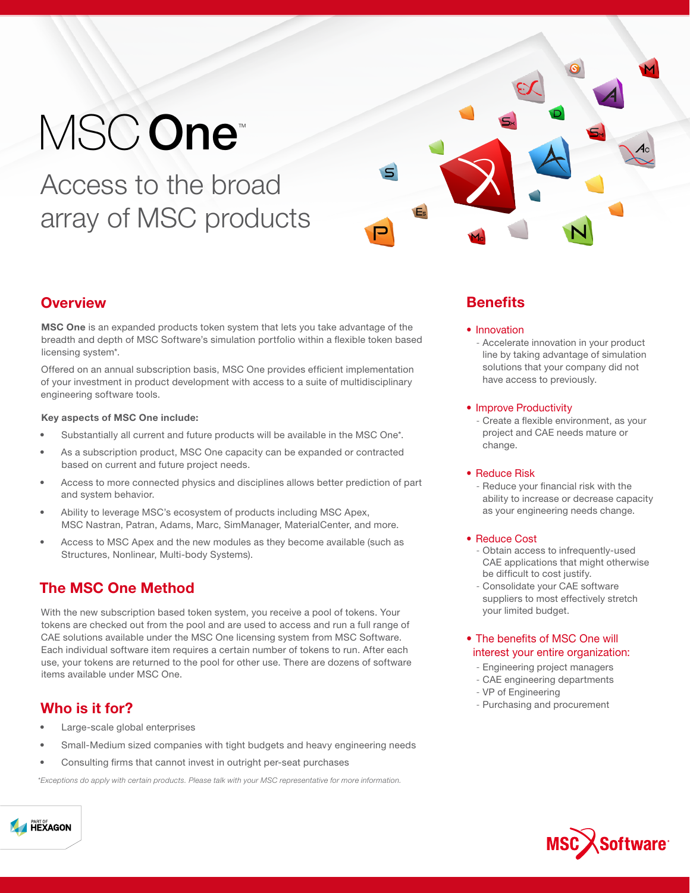# MSC One™

## Access to the broad array of MSC products

## Overview

**MSC One** is an expanded products token system that lets you take advantage of the breadth and depth of MSC Software's simulation portfolio within a flexible token based licensing system*.

Offered on an annual subscription basis, MSC One provides efficient implementation of your investment in product development with access to a suite of multidisciplinary engineering software tools.

**Key aspects of MSC One include:**

- Substantially all current and future products will be available in the MSC One*.
- As a subscription product, MSC One capacity can be expanded or contracted based on current and future project needs.
- Access to more connected physics and disciplines allows better prediction of part and system behavior.
- Ability to leverage MSC's ecosystem of products including MSC Apex, MSC Nastran, Patran, Adams, Marc, SimManager, MaterialCenter, and more.
- Access to MSC Apex and the new modules as they become available (such as Structures, Nonlinear, Multi-body Systems).

## The MSC One Method

With the new subscription based token system, you receive a pool of tokens. Your tokens are checked out from the pool and are used to access and run a full range of CAE solutions available under the MSC One licensing system from MSC Software. Each individual software item requires a certain number of tokens to run. After each use, your tokens are returned to the pool for other use. There are dozens of software items available under MSC One.

## Who is it for?

- Large-scale global enterprises
- Small-Medium sized companies with tight budgets and heavy engineering needs
- Consulting firms that cannot invest in outright per-seat purchases

*\*Exceptions do apply with certain products. Please talk with your MSC representative for more information.*

## Benefits

- **Innovation**
  - Accelerate innovation in your product line by taking advantage of simulation solutions that your company did not have access to previously.
- **Improve Productivity**
  - Create a flexible environment, as your project and CAE needs mature or change.
- **Reduce Risk**
  - Reduce your financial risk with the ability to increase or decrease capacity as your engineering needs change.
- **Reduce Cost**
  - Obtain access to infrequently-used CAE applications that might otherwise be difficult to cost justify.
  - Consolidate your CAE software suppliers to most effectively stretch your limited budget.
- **The benefits of MSC One will interest your entire organization:**
  - Engineering project managers
  - CAE engineering departments
  - VP of Engineering
  - Purchasing and procurement

PART OF HEXAGON

MSC Software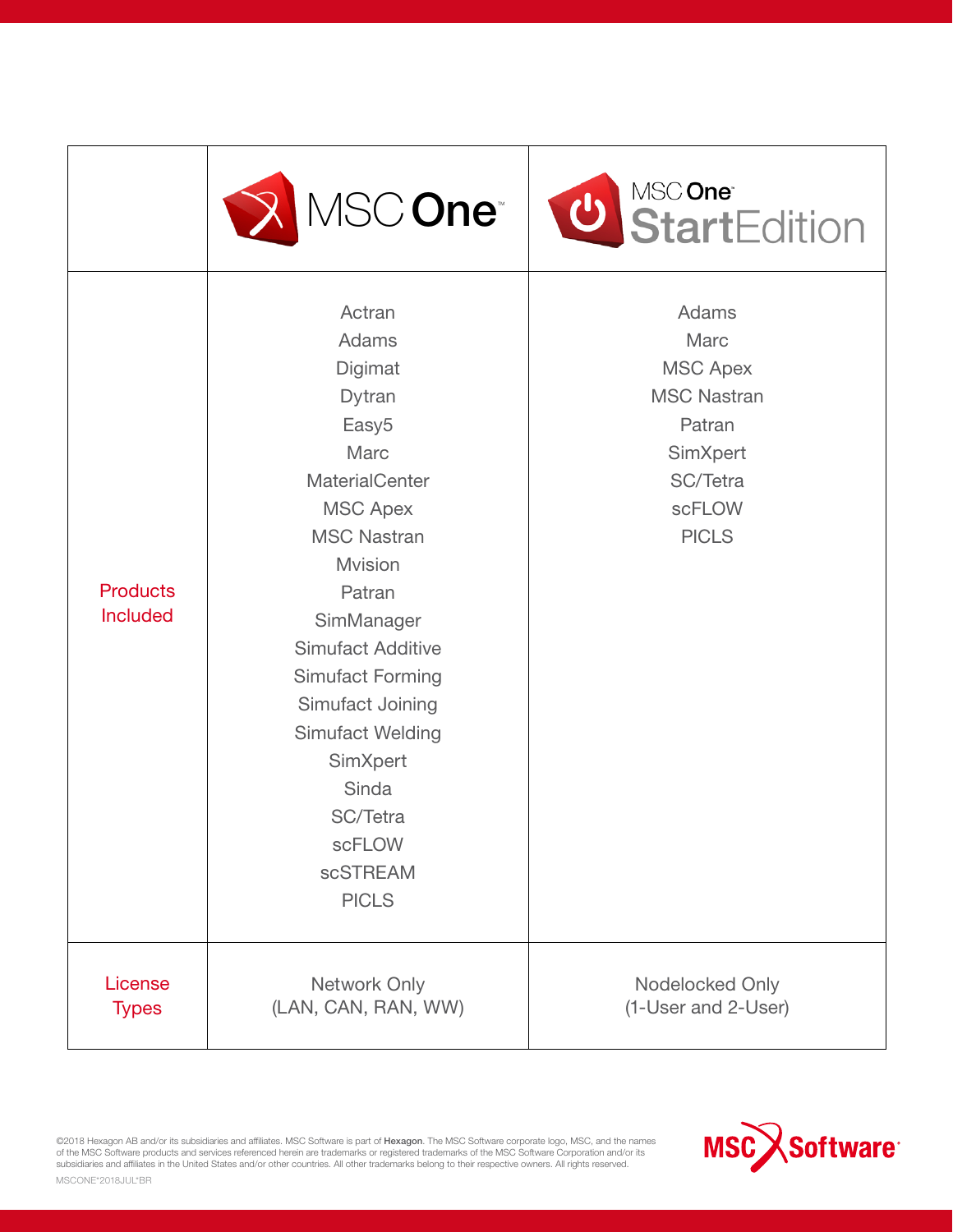| | MSC One | MSC One StartEdition |
|---|---|---|
| Products Included | Actran<br>Adams<br>Digimat<br>Dytran<br>Easy5<br>Marc<br>MaterialCenter<br>MSC Apex<br>MSC Nastran<br>Mvision<br>Patran<br>SimManager<br>Simufact Additive<br>Simufact Forming<br>Simufact Joining<br>Simufact Welding<br>SimXpert<br>Sinda<br>SC/Tetra<br>scFLOW<br>scSTREAM<br>PICLS | Adams<br>Marc<br>MSC Apex<br>MSC Nastran<br>Patran<br>SimXpert<br>SC/Tetra<br>scFLOW<br>PICLS |
| License Types | Network Only<br>(LAN, CAN, RAN, WW) | Nodelocked Only<br>(1-User and 2-User) |

©2018 Hexagon AB and/or its subsidiaries and affiliates. MSC Software is part of **Hexagon**. The MSC Software corporate logo, MSC, and the names of the MSC Software products and services referenced herein are trademarks or registered trademarks of the MSC Software Corporation and/or its subsidiaries and affiliates in the United States and/or other countries. All other trademarks belong to their respective owners. All rights reserved.

MSCONE*2018JUL*BR

MSC Software